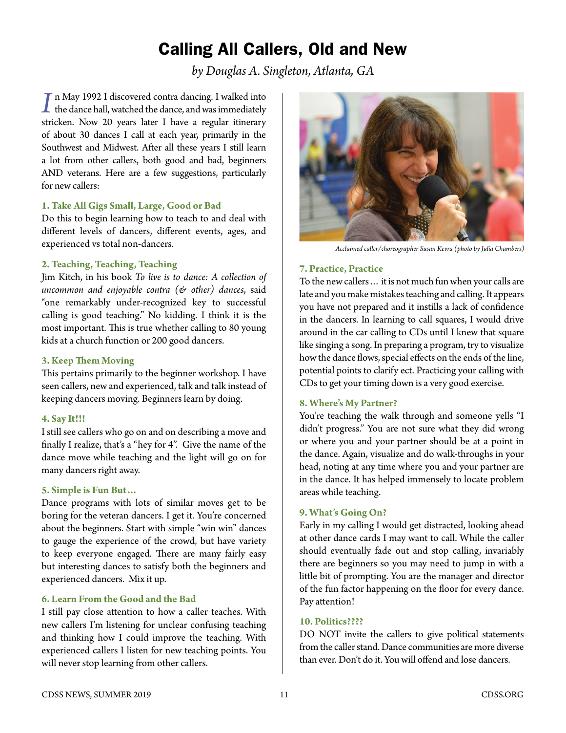# Calling All Callers, Old and New

*by Douglas A. Singleton, Atlanta, GA*

In May 1992 I discovered contra dancing. I walked into the dance hall, watched the dance, and was immediately stricken. Now 20 years later I have a regular itinerary of about 30 dances I call at each year, primarily in the Southwest and Midwest. After all these years I still learn a lot from other callers, both good and bad, beginners AND veterans. Here are a few suggestions, particularly for new callers:

### 1. Take All Gigs Small, Large, Good or Bad

Do this to begin learning how to teach to and deal with different levels of dancers, different events, ages, and experienced vs total non-dancers.

### 2. Teaching, Teaching, Teaching

Jim Kitch, in his book *To live is to dance: A collection of uncommon and enjoyable contra (& other) dances*, said "one remarkably under-recognized key to successful calling is good teaching." No kidding. I think it is the most important. This is true whether calling to 80 young kids at a church function or 200 good dancers.

### 3. Keep Them Moving

This pertains primarily to the beginner workshop. I have seen callers, new and experienced, talk and talk instead of keeping dancers moving. Beginners learn by doing.

### 4. Say It!!!

I still see callers who go on and on describing a move and finally I realize, that's a "hey for 4". Give the name of the dance move while teaching and the light will go on for many dancers right away.

### 5. Simple is Fun But…

Dance programs with lots of similar moves get to be boring for the veteran dancers. I get it. You're concerned about the beginners. Start with simple "win win" dances to gauge the experience of the crowd, but have variety to keep everyone engaged. There are many fairly easy but interesting dances to satisfy both the beginners and experienced dancers. Mix it up.

### 6. Learn From the Good and the Bad

I still pay close attention to how a caller teaches. With new callers I'm listening for unclear confusing teaching and thinking how I could improve the teaching. With experienced callers I listen for new teaching points. You will never stop learning from other callers.

*Acclaimed caller/choreographer Susan Kevra (photo by Julia Chambers)*

### 7. Practice, Practice

To the new callers… it is not much fun when your calls are late and you make mistakes teaching and calling. It appears you have not prepared and it instills a lack of confidence in the dancers. In learning to call squares, I would drive around in the car calling to CDs until I knew that square like singing a song. In preparing a program, try to visualize how the dance flows, special effects on the ends of the line, potential points to clarify ect. Practicing your calling with CDs to get your timing down is a very good exercise.

### 8. Where's My Partner?

You're teaching the walk through and someone yells "I didn't progress." You are not sure what they did wrong or where you and your partner should be at a point in the dance. Again, visualize and do walk-throughs in your head, noting at any time where you and your partner are in the dance. It has helped immensely to locate problem areas while teaching.

### 9. What's Going On?

Early in my calling I would get distracted, looking ahead at other dance cards I may want to call. While the caller should eventually fade out and stop calling, invariably there are beginners so you may need to jump in with a little bit of prompting. You are the manager and director of the fun factor happening on the floor for every dance. Pay attention!

### 10. Politics????

DO NOT invite the callers to give political statements from the caller stand. Dance communities are more diverse than ever. Don't do it. You will offend and lose dancers.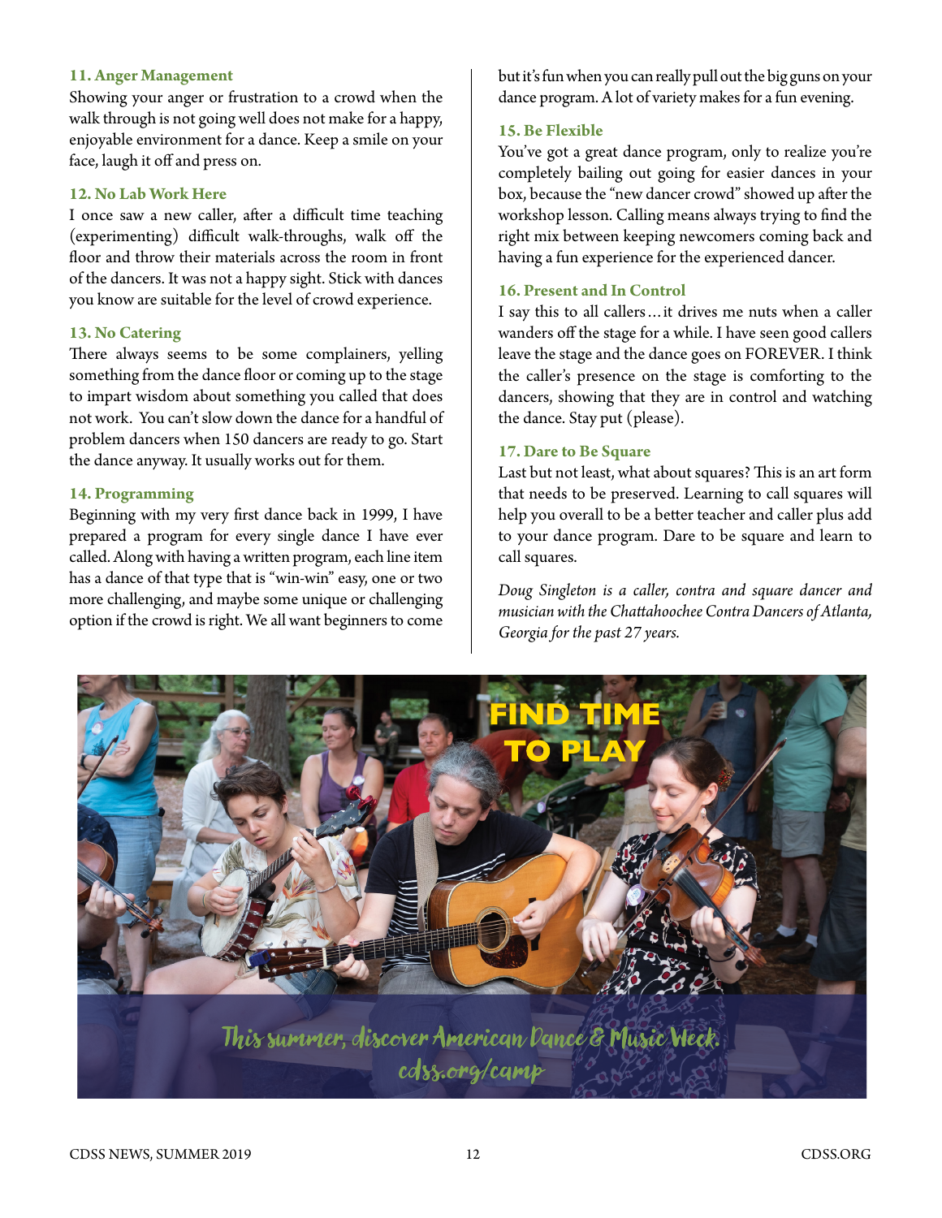### 11. Anger Management

Showing your anger or frustration to a crowd when the walk through is not going well does not make for a happy, enjoyable environment for a dance. Keep a smile on your face, laugh it off and press on.

### 12. No Lab Work Here

I once saw a new caller, after a difficult time teaching (experimenting) difficult walk-throughs, walk off the floor and throw their materials across the room in front of the dancers. It was not a happy sight. Stick with dances you know are suitable for the level of crowd experience.

### 13. No Catering

There always seems to be some complainers, yelling something from the dance floor or coming up to the stage to impart wisdom about something you called that does not work. You can't slow down the dance for a handful of problem dancers when 150 dancers are ready to go. Start the dance anyway. It usually works out for them.

### 14. Programming

Beginning with my very first dance back in 1999, I have prepared a program for every single dance I have ever called. Along with having a written program, each line item has a dance of that type that is "win-win" easy, one or two more challenging, and maybe some unique or challenging option if the crowd is right. We all want beginners to come but it's fun when you can really pull out the big guns on your dance program. A lot of variety makes for a fun evening.

### 15. Be Flexible

You've got a great dance program, only to realize you're completely bailing out going for easier dances in your box, because the "new dancer crowd" showed up after the workshop lesson. Calling means always trying to find the right mix between keeping newcomers coming back and having a fun experience for the experienced dancer.

### 16. Present and In Control

I say this to all callers…it drives me nuts when a caller wanders off the stage for a while. I have seen good callers leave the stage and the dance goes on FOREVER. I think the caller's presence on the stage is comforting to the dancers, showing that they are in control and watching the dance. Stay put (please).

### 17. Dare to Be Square

Last but not least, what about squares? This is an art form that needs to be preserved. Learning to call squares will help you overall to be a better teacher and caller plus add to your dance program. Dare to be square and learn to call squares.

*Doug Singleton is a caller, contra and square dancer and musician with the Chattahoochee Contra Dancers of Atlanta, Georgia for the past 27 years.*

FIND TIME TO PLAY

This summer, discover American Dance & Music Week.
cdss.org/camp